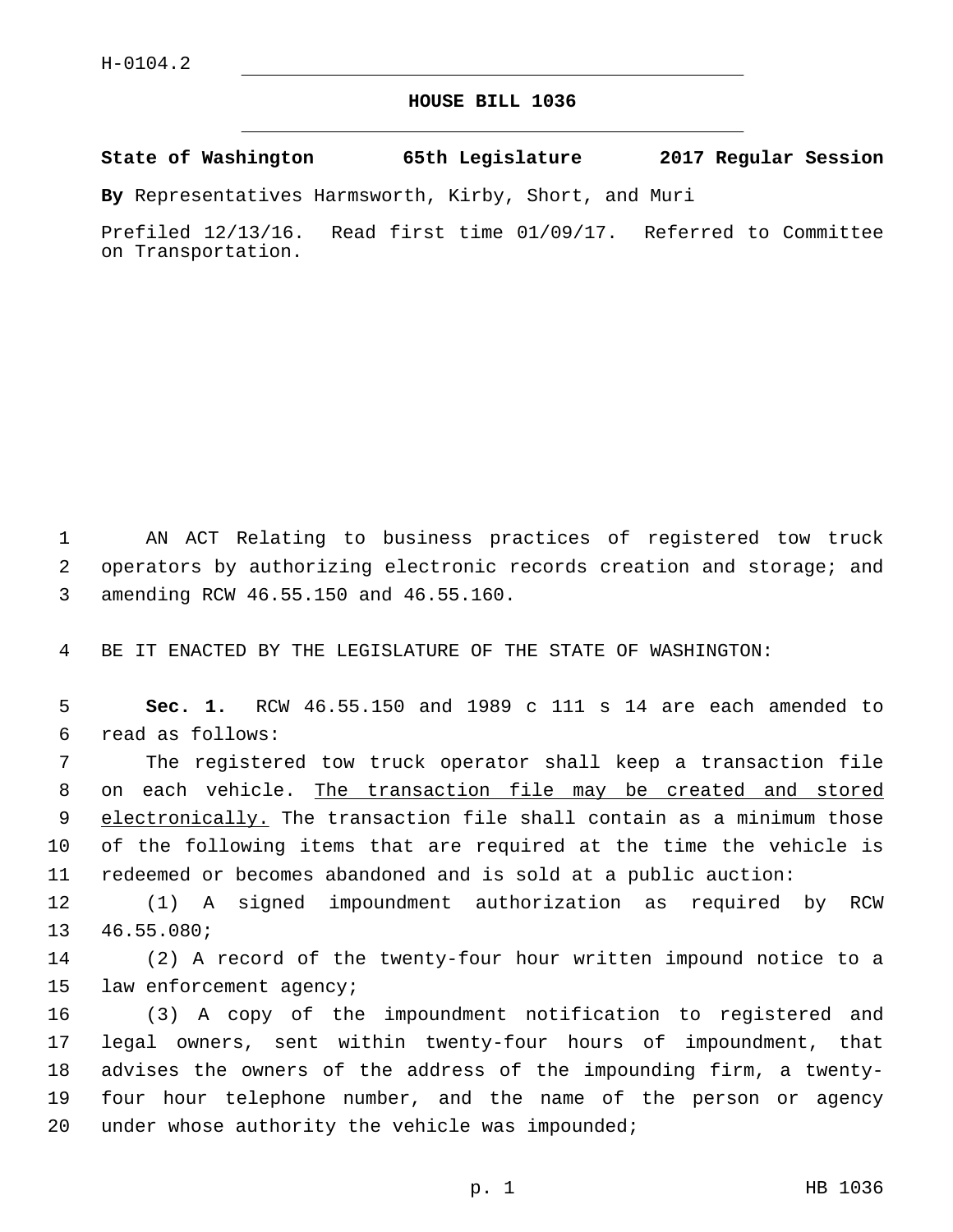H-0104.2

# HOUSE BILL 1036

**State of Washington 65th Legislature 2017 Regular Session**

**By** Representatives Harmsworth, Kirby, Short, and Muri

Prefiled 12/13/16. Read first time 01/09/17. Referred to Committee on Transportation.

AN ACT Relating to business practices of registered tow truck operators by authorizing electronic records creation and storage; and amending RCW 46.55.150 and 46.55.160.

BE IT ENACTED BY THE LEGISLATURE OF THE STATE OF WASHINGTON:

**Sec. 1.** RCW 46.55.150 and 1989 c 111 s 14 are each amended to read as follows:

The registered tow truck operator shall keep a transaction file on each vehicle. <u>The transaction file may be created and stored electronically.</u> The transaction file shall contain as a minimum those of the following items that are required at the time the vehicle is redeemed or becomes abandoned and is sold at a public auction:

(1) A signed impoundment authorization as required by RCW 46.55.080;

(2) A record of the twenty-four hour written impound notice to a law enforcement agency;

(3) A copy of the impoundment notification to registered and legal owners, sent within twenty-four hours of impoundment, that advises the owners of the address of the impounding firm, a twenty-four hour telephone number, and the name of the person or agency under whose authority the vehicle was impounded;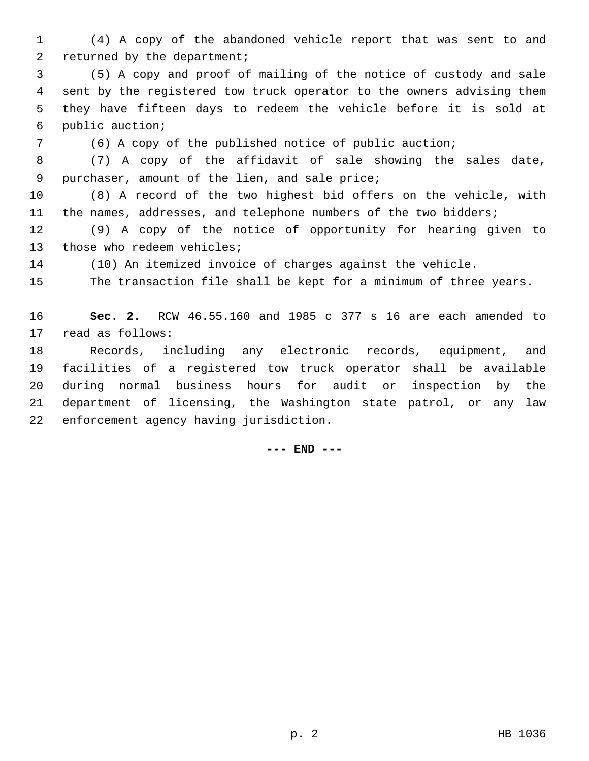(4) A copy of the abandoned vehicle report that was sent to and returned by the department;

(5) A copy and proof of mailing of the notice of custody and sale sent by the registered tow truck operator to the owners advising them they have fifteen days to redeem the vehicle before it is sold at public auction;

(6) A copy of the published notice of public auction;

(7) A copy of the affidavit of sale showing the sales date, purchaser, amount of the lien, and sale price;

(8) A record of the two highest bid offers on the vehicle, with the names, addresses, and telephone numbers of the two bidders;

(9) A copy of the notice of opportunity for hearing given to those who redeem vehicles;

(10) An itemized invoice of charges against the vehicle.

The transaction file shall be kept for a minimum of three years.

**Sec. 2.** RCW 46.55.160 and 1985 c 377 s 16 are each amended to read as follows:

Records, <u>including any electronic records,</u> equipment, and facilities of a registered tow truck operator shall be available during normal business hours for audit or inspection by the department of licensing, the Washington state patrol, or any law enforcement agency having jurisdiction.

**--- END ---**